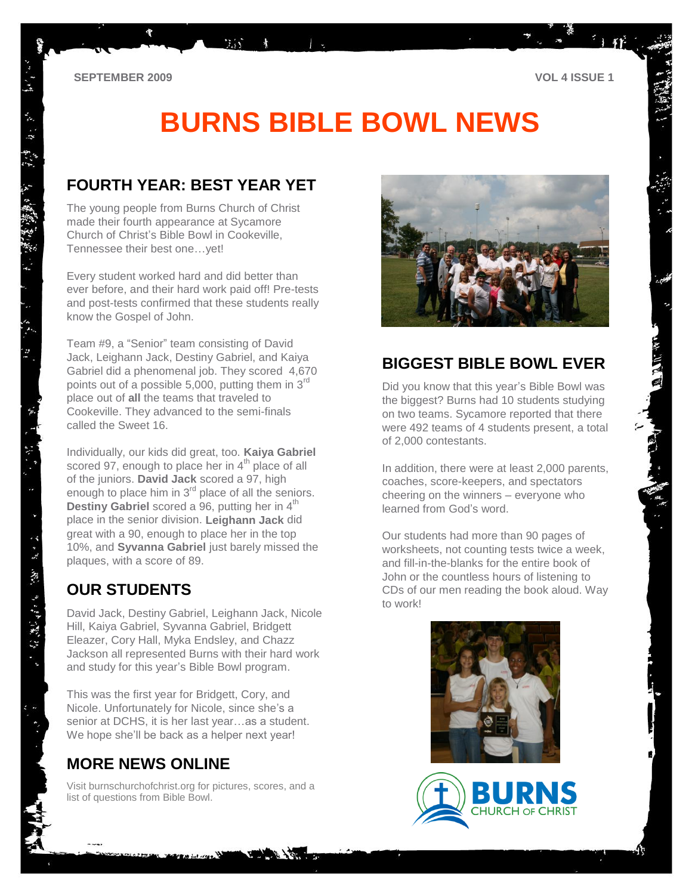SEPTEMBER 2009 VOL 4 ISSUE 1

# BURNS BIBLE BOWL NEWS

## FOURTH YEAR: BEST YEAR YET

The young people from Burns Church of Christ made their fourth appearance at Sycamore Church of Christ's Bible Bowl in Cookeville, Tennessee their best one…yet!

Every student worked hard and did better than ever before, and their hard work paid off! Pre-tests and post-tests confirmed that these students really know the Gospel of John.

Team #9, a "Senior" team consisting of David Jack, Leighann Jack, Destiny Gabriel, and Kaiya Gabriel did a phenomenal job. They scored 4,670 points out of a possible 5,000, putting them in 3rd place out of **all** the teams that traveled to Cookeville. They advanced to the semi-finals called the Sweet 16.

Individually, our kids did great, too. **Kaiya Gabriel** scored 97, enough to place her in 4th place of all of the juniors. **David Jack** scored a 97, high enough to place him in 3rd place of all the seniors. **Destiny Gabriel** scored a 96, putting her in 4th place in the senior division. **Leighann Jack** did great with a 90, enough to place her in the top 10%, and **Syvanna Gabriel** just barely missed the plaques, with a score of 89.

## OUR STUDENTS

David Jack, Destiny Gabriel, Leighann Jack, Nicole Hill, Kaiya Gabriel, Syvanna Gabriel, Bridgett Eleazer, Cory Hall, Myka Endsley, and Chazz Jackson all represented Burns with their hard work and study for this year's Bible Bowl program.

This was the first year for Bridgett, Cory, and Nicole. Unfortunately for Nicole, since she's a senior at DCHS, it is her last year…as a student. We hope she'll be back as a helper next year!

## MORE NEWS ONLINE

Visit burnschurchofchrist.org for pictures, scores, and a list of questions from Bible Bowl.

## BIGGEST BIBLE BOWL EVER

Did you know that this year's Bible Bowl was the biggest? Burns had 10 students studying on two teams. Sycamore reported that there were 492 teams of 4 students present, a total of 2,000 contestants.

In addition, there were at least 2,000 parents, coaches, score-keepers, and spectators cheering on the winners – everyone who learned from God's word.

Our students had more than 90 pages of worksheets, not counting tests twice a week, and fill-in-the-blanks for the entire book of John or the countless hours of listening to CDs of our men reading the book aloud. Way to work!

BURNS CHURCH OF CHRIST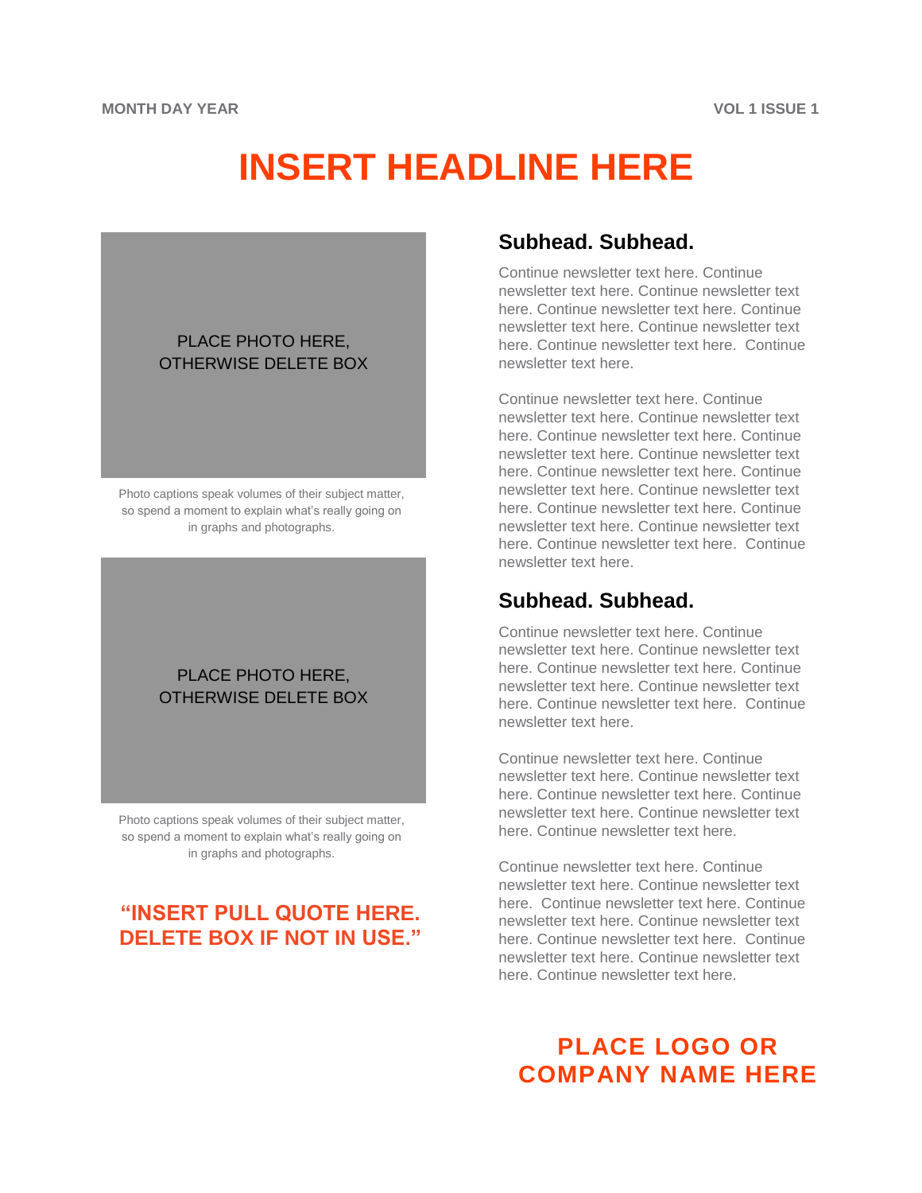MONTH DAY YEAR

VOL 1 ISSUE 1

# INSERT HEADLINE HERE

PLACE PHOTO HERE, OTHERWISE DELETE BOX

Photo captions speak volumes of their subject matter, so spend a moment to explain what's really going on in graphs and photographs.

PLACE PHOTO HERE, OTHERWISE DELETE BOX

Photo captions speak volumes of their subject matter, so spend a moment to explain what's really going on in graphs and photographs.

**"INSERT PULL QUOTE HERE. DELETE BOX IF NOT IN USE."**

## Subhead. Subhead.

Continue newsletter text here. Continue newsletter text here. Continue newsletter text here. Continue newsletter text here. Continue newsletter text here. Continue newsletter text here. Continue newsletter text here. Continue newsletter text here.

Continue newsletter text here. Continue newsletter text here. Continue newsletter text here. Continue newsletter text here. Continue newsletter text here. Continue newsletter text here. Continue newsletter text here. Continue newsletter text here. Continue newsletter text here. Continue newsletter text here. Continue newsletter text here. Continue newsletter text here. Continue newsletter text here. Continue newsletter text here.

## Subhead. Subhead.

Continue newsletter text here. Continue newsletter text here. Continue newsletter text here. Continue newsletter text here. Continue newsletter text here. Continue newsletter text here. Continue newsletter text here. Continue newsletter text here.

Continue newsletter text here. Continue newsletter text here. Continue newsletter text here. Continue newsletter text here. Continue newsletter text here. Continue newsletter text here. Continue newsletter text here.

Continue newsletter text here. Continue newsletter text here. Continue newsletter text here. Continue newsletter text here. Continue newsletter text here. Continue newsletter text here. Continue newsletter text here. Continue newsletter text here. Continue newsletter text here. Continue newsletter text here.

**PLACE LOGO OR COMPANY NAME HERE**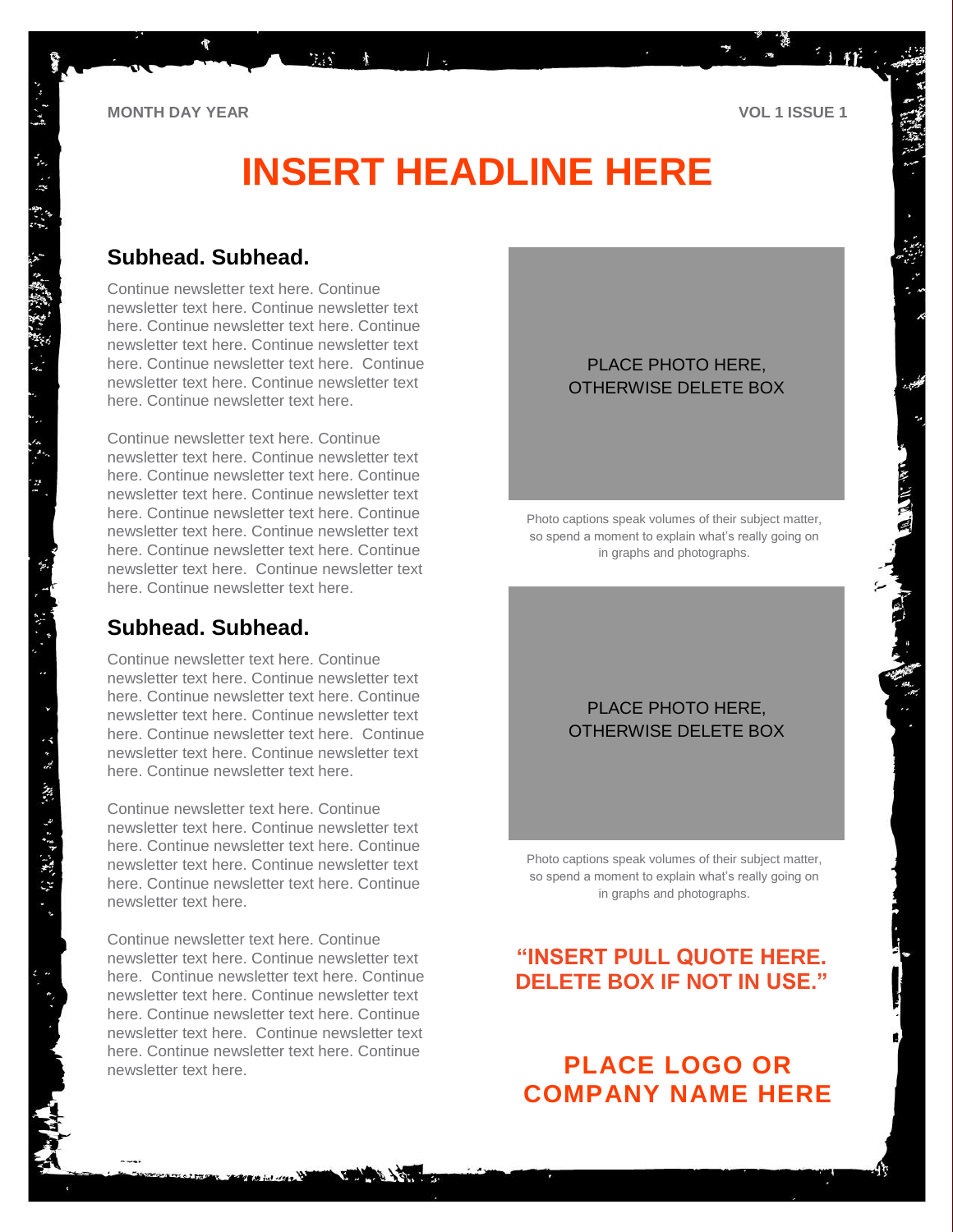MONTH DAY YEAR

VOL 1 ISSUE 1

# INSERT HEADLINE HERE

## Subhead. Subhead.

Continue newsletter text here. Continue newsletter text here. Continue newsletter text here. Continue newsletter text here. Continue newsletter text here. Continue newsletter text here. Continue newsletter text here. Continue newsletter text here. Continue newsletter text here. Continue newsletter text here.

Continue newsletter text here. Continue newsletter text here. Continue newsletter text here. Continue newsletter text here. Continue newsletter text here. Continue newsletter text here. Continue newsletter text here. Continue newsletter text here. Continue newsletter text here. Continue newsletter text here. Continue newsletter text here. Continue newsletter text here. Continue newsletter text here.

## Subhead. Subhead.

Continue newsletter text here. Continue newsletter text here. Continue newsletter text here. Continue newsletter text here. Continue newsletter text here. Continue newsletter text here. Continue newsletter text here. Continue newsletter text here. Continue newsletter text here. Continue newsletter text here.

Continue newsletter text here. Continue newsletter text here. Continue newsletter text here. Continue newsletter text here. Continue newsletter text here. Continue newsletter text here. Continue newsletter text here. Continue newsletter text here.

Continue newsletter text here. Continue newsletter text here. Continue newsletter text here. Continue newsletter text here. Continue newsletter text here. Continue newsletter text here. Continue newsletter text here. Continue newsletter text here. Continue newsletter text here. Continue newsletter text here. Continue newsletter text here.

PLACE PHOTO HERE, OTHERWISE DELETE BOX

Photo captions speak volumes of their subject matter, so spend a moment to explain what's really going on in graphs and photographs.

PLACE PHOTO HERE, OTHERWISE DELETE BOX

Photo captions speak volumes of their subject matter, so spend a moment to explain what's really going on in graphs and photographs.

**"INSERT PULL QUOTE HERE. DELETE BOX IF NOT IN USE."**

**PLACE LOGO OR COMPANY NAME HERE**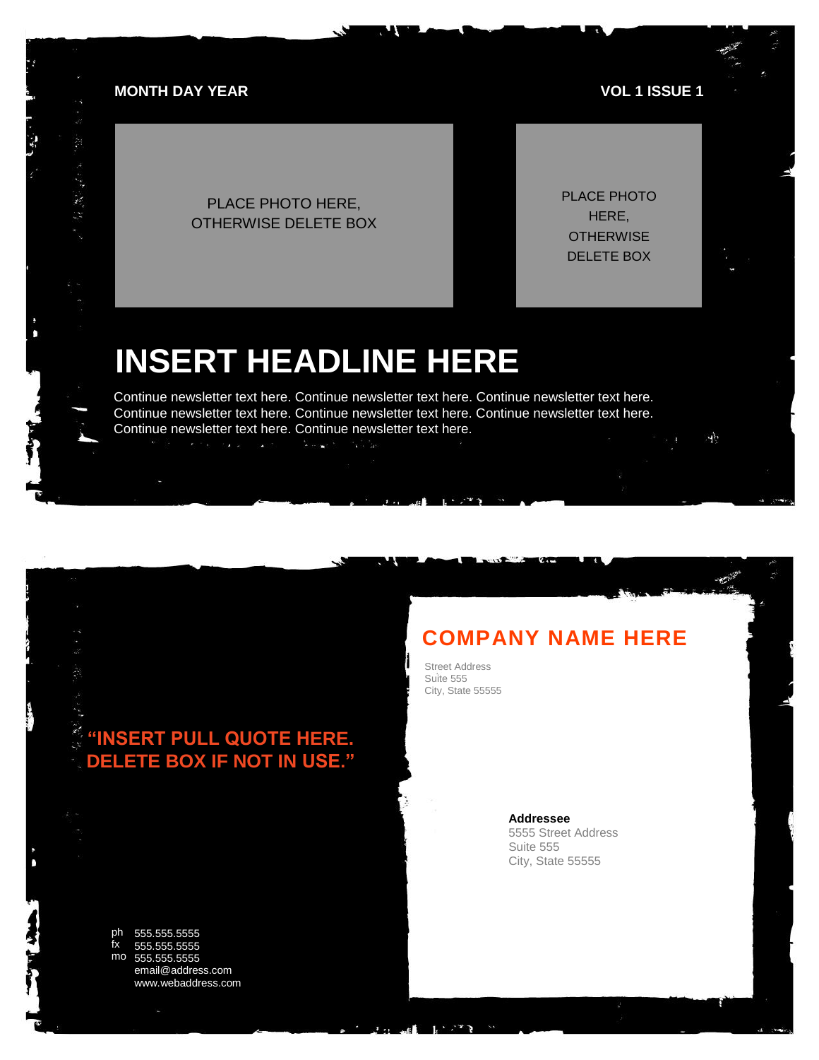MONTH DAY YEAR

VOL 1 ISSUE 1

PLACE PHOTO HERE, OTHERWISE DELETE BOX

PLACE PHOTO HERE, OTHERWISE DELETE BOX

# INSERT HEADLINE HERE

Continue newsletter text here. Continue newsletter text here. Continue newsletter text here. Continue newsletter text here. Continue newsletter text here. Continue newsletter text here. Continue newsletter text here. Continue newsletter text here.

**"INSERT PULL QUOTE HERE. DELETE BOX IF NOT IN USE."**

ph 555.555.5555
fx 555.555.5555
mo 555.555.5555
email@address.com
www.webaddress.com

## COMPANY NAME HERE

Street Address
Suite 555
City, State 55555

**Addressee**
5555 Street Address
Suite 555
City, State 55555